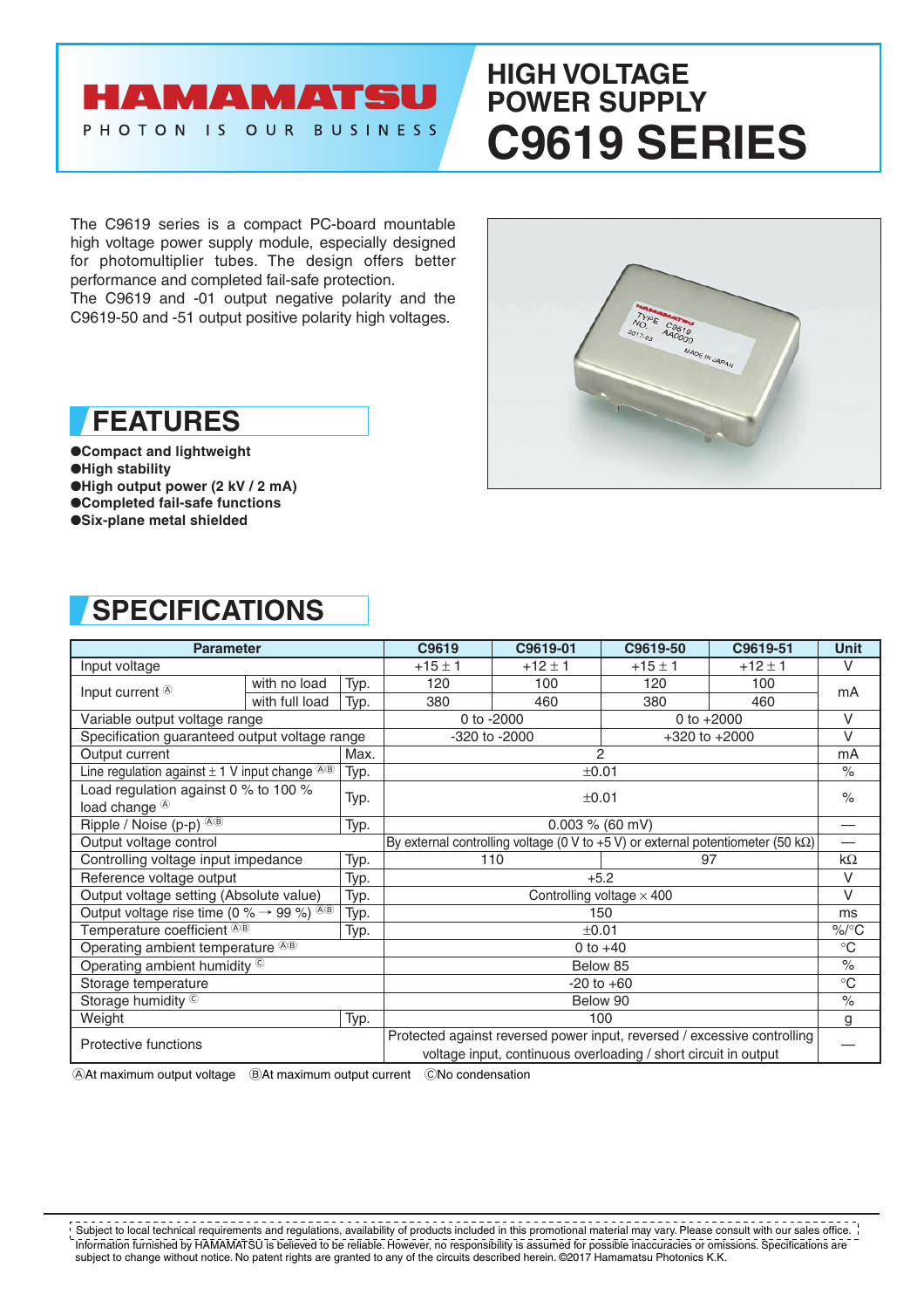# HAMAMATSU

PHOTON IS OUR BUSINESS

# HIGH VOLTAGE POWER SUPPLY C9619 SERIES

The C9619 series is a compact PC-board mountable high voltage power supply module, especially designed for photomultiplier tubes. The design offers better performance and completed fail-safe protection.
The C9619 and -01 output negative polarity and the C9619-50 and -51 output positive polarity high voltages.

## FEATURES

- **Compact and lightweight**
- **High stability**
- **High output power (2 kV / 2 mA)**
- **Completed fail-safe functions**
- **Six-plane metal shielded**

## SPECIFICATIONS

| Parameter | | | C9619 | C9619-01 | C9619-50 | C9619-51 | Unit |
|---|---|---|---|---|---|---|---|
| Input voltage | | | +15 ± 1 | +12 ± 1 | +15 ± 1 | +12 ± 1 | V |
| Input current Ⓐ | with no load | Typ. | 120 | 100 | 120 | 100 | mA |
| | with full load | Typ. | 380 | 460 | 380 | 460 | |
| Variable output voltage range | | | 0 to -2000 | | 0 to +2000 | | V |
| Specification guaranteed output voltage range | | | -320 to -2000 | | +320 to +2000 | | V |
| Output current | | Max. | 2 | | | | mA |
| Line regulation against ± 1 V input change ⒶⒷ | | Typ. | ±0.01 | | | | % |
| Load regulation against 0 % to 100 % load change Ⓐ | | Typ. | ±0.01 | | | | % |
| Ripple / Noise (p-p) ⒶⒷ | | Typ. | 0.003 % (60 mV) | | | | — |
| Output voltage control | | | By external controlling voltage (0 V to +5 V) or external potentiometer (50 kΩ) | | | | — |
| Controlling voltage input impedance | | Typ. | 110 | | 97 | | kΩ |
| Reference voltage output | | Typ. | +5.2 | | | | V |
| Output voltage setting (Absolute value) | | Typ. | Controlling voltage × 400 | | | | V |
| Output voltage rise time (0 % → 99 %) ⒶⒷ | | Typ. | 150 | | | | ms |
| Temperature coefficient ⒶⒷ | | Typ. | ±0.01 | | | | %/°C |
| Operating ambient temperature ⒶⒷ | | | 0 to +40 | | | | °C |
| Operating ambient humidity Ⓒ | | | Below 85 | | | | % |
| Storage temperature | | | -20 to +60 | | | | °C |
| Storage humidity Ⓒ | | | Below 90 | | | | % |
| Weight | | Typ. | 100 | | | | g |
| Protective functions | | | Protected against reversed power input, reversed / excessive controlling voltage input, continuous overloading / short circuit in output | | | | — |

ⒶAt maximum output voltage ⒷAt maximum output current ⒸNo condensation

Subject to local technical requirements and regulations, availability of products included in this promotional material may vary. Please consult with our sales office.
Information furnished by HAMAMATSU is believed to be reliable. However, no responsibility is assumed for possible inaccuracies or omissions. Specifications are subject to change without notice. No patent rights are granted to any of the circuits described herein. ©2017 Hamamatsu Photonics K.K.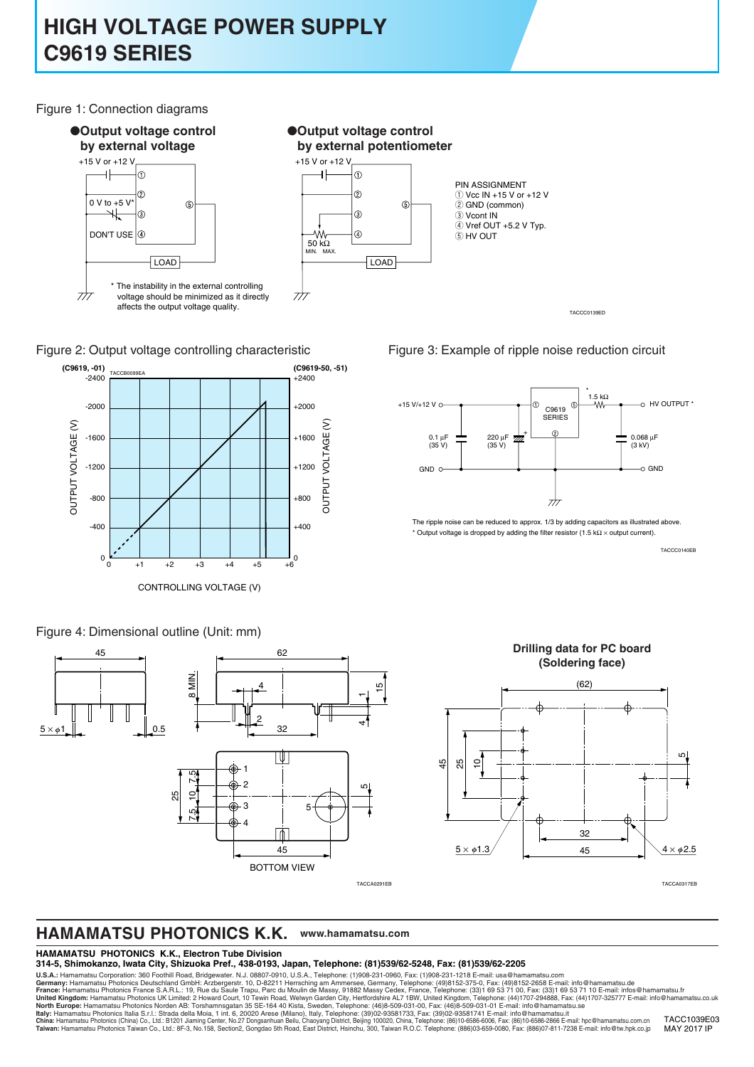# HIGH VOLTAGE POWER SUPPLY C9619 SERIES

Figure 1: Connection diagrams

●Output voltage control by external voltage

+15 V or +12 V

0 V to +5 V*

DON'T USE

LOAD

* The instability in the external controlling voltage should be minimized as it directly affects the output voltage quality.

●Output voltage control by external potentiometer

+15 V or +12 V

50 kΩ
MIN. MAX.

LOAD

PIN ASSIGNMENT
① Vcc IN +15 V or +12 V
② GND (common)
③ Vcont IN
④ Vref OUT +5.2 V Typ.
⑤ HV OUT

TACCC0139ED

Figure 2: Output voltage controlling characteristic

(C9619, -01)
TACCB0099EA
(C9619-50, -51)

OUTPUT VOLTAGE (V)
-2400 -2000 -1600 -1200 -800 -400 0

OUTPUT VOLTAGE (V)
+2400 +2000 +1600 +1200 +800 +400 0

0 +1 +2 +3 +4 +5 +6

CONTROLLING VOLTAGE (V)

Figure 3: Example of ripple noise reduction circuit

+15 V/+12 V

0.1 µF (35 V)

220 µF (35 V)

C9619 SERIES

* 1.5 kΩ

HV OUTPUT *

0.068 µF (3 kV)

GND

GND

The ripple noise can be reduced to approx. 1/3 by adding capacitors as illustrated above.
* Output voltage is dropped by adding the filter resistor (1.5 kΩ × output current).

TACCC0140EB

Figure 4: Dimensional outline (Unit: mm)

45
5 × ϕ1
0.5

62
8 MIN.
4
2
32
1
15
4

BOTTOM VIEW
7.5 10 7.5 25
1 2 3 4
5
5
45

TACCA0291EB

Drilling data for PC board (Soldering face)

(62)
45 25 10
5
32
45
5 × ϕ1.3
4 × ϕ2.5

TACCA0317EB

## HAMAMATSU PHOTONICS K.K.  www.hamamatsu.com

**HAMAMATSU PHOTONICS K.K., Electron Tube Division**
**314-5, Shimokanzo, Iwata City, Shizuoka Pref., 438-0193, Japan, Telephone: (81)539/62-5248, Fax: (81)539/62-2205**

**U.S.A.:** Hamamatsu Corporation: 360 Foothill Road, Bridgewater. N.J. 08807-0910, U.S.A., Telephone: (1)908-231-0960, Fax: (1)908-231-1218 E-mail: usa@hamamatsu.com
**Germany:** Hamamatsu Photonics Deutschland GmbH: Arzbergerstr. 10, D-82211 Herrsching am Ammersee, Germany, Telephone: (49)8152-375-0, Fax: (49)8152-2658 E-mail: info@hamamatsu.de
**France:** Hamamatsu Photonics France S.A.R.L.: 19, Rue du Saule Trapu, Parc du Moulin de Massy, 91882 Massy Cedex, France, Telephone: (33)1 69 53 71 00, Fax: (33)1 69 53 71 10 E-mail: infos@hamamatsu.fr
**United Kingdom:** Hamamatsu Photonics UK Limited: 2 Howard Court, 10 Tewin Road, Welwyn Garden City, Hertfordshire AL7 1BW, United Kingdom, Telephone: (44)1707-294888, Fax: (44)1707-325777 E-mail: info@hamamatsu.co.uk
**North Europe:** Hamamatsu Photonics Norden AB: Torshamnsgatan 35 SE-164 40 Kista, Sweden, Telephone: (46)8-509-031-00, Fax: (46)8-509-031-01 E-mail: info@hamamatsu.se
**Italy:** Hamamatsu Photonics Italia S.r.l.: Strada della Moia, 1 int. 6, 20020 Arese (Milano), Italy, Telephone: (39)02-93581733, Fax: (39)02-93581741 E-mail: info@hamamatsu.it
**China:** Hamamatsu Photonics (China) Co., Ltd.: B1201 Jiaming Center, No.27 Dongsanhuan Beilu, Chaoyang District, Beijing 100020, China, Telephone: (86)10-6586-6006, Fax: (86)10-6586-2866 E-mail: hpc@hamamatsu.com.cn
**Taiwan:** Hamamatsu Photonics Taiwan Co., Ltd.: 8F-3, No.158, Section2, Gongdao 5th Road, East District, Hsinchu, 300, Taiwan R.O.C. Telephone: (886)03-659-0080, Fax: (886)07-811-7238 E-mail: info@tw.hpk.co.jp

TACC1039E03
MAY 2017 IP